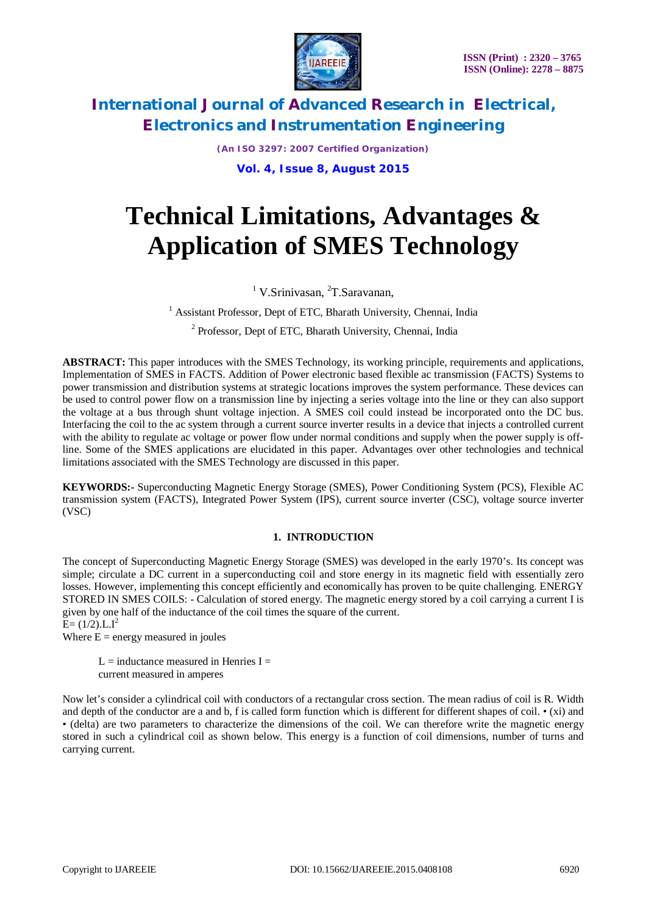# Technical Limitations, Advantages & Application of SMES Technology

[1] V.Srinivasan, [2]T.Saravanan,

[1] Assistant Professor, Dept of ETC, Bharath University, Chennai, India

[2] Professor, Dept of ETC, Bharath University, Chennai, India

**ABSTRACT:** This paper introduces with the SMES Technology, its working principle, requirements and applications, Implementation of SMES in FACTS. Addition of Power electronic based flexible ac transmission (FACTS) Systems to power transmission and distribution systems at strategic locations improves the system performance. These devices can be used to control power flow on a transmission line by injecting a series voltage into the line or they can also support the voltage at a bus through shunt voltage injection. A SMES coil could instead be incorporated onto the DC bus. Interfacing the coil to the ac system through a current source inverter results in a device that injects a controlled current with the ability to regulate ac voltage or power flow under normal conditions and supply when the power supply is off-line. Some of the SMES applications are elucidated in this paper. Advantages over other technologies and technical limitations associated with the SMES Technology are discussed in this paper.

**KEYWORDS:-** Superconducting Magnetic Energy Storage (SMES), Power Conditioning System (PCS), Flexible AC transmission system (FACTS), Integrated Power System (IPS), current source inverter (CSC), voltage source inverter (VSC)

## 1. INTRODUCTION

The concept of Superconducting Magnetic Energy Storage (SMES) was developed in the early 1970's. Its concept was simple; circulate a DC current in a superconducting coil and store energy in its magnetic field with essentially zero losses. However, implementing this concept efficiently and economically has proven to be quite challenging. ENERGY STORED IN SMES COILS: - Calculation of stored energy. The magnetic energy stored by a coil carrying a current I is given by one half of the inductance of the coil times the square of the current.

$E= (1/2).L.I^2$

Where E = energy measured in joules

L = inductance measured in Henries I = current measured in amperes

Now let's consider a cylindrical coil with conductors of a rectangular cross section. The mean radius of coil is R. Width and depth of the conductor are a and b, f is called form function which is different for different shapes of coil. • (xi) and • (delta) are two parameters to characterize the dimensions of the coil. We can therefore write the magnetic energy stored in such a cylindrical coil as shown below. This energy is a function of coil dimensions, number of turns and carrying current.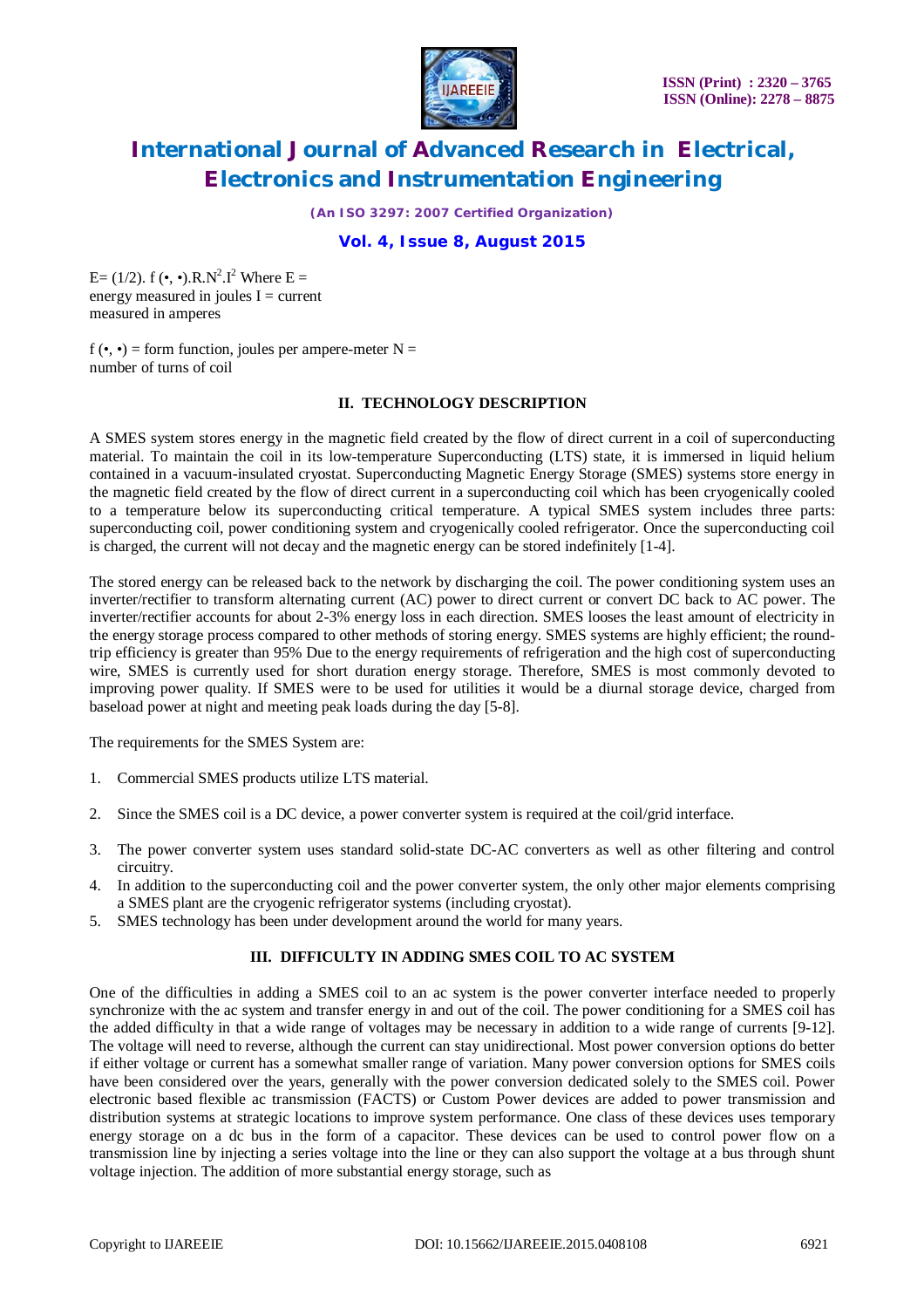$E = (1/2).\, f(\bullet, \bullet).R.N^2.I^2$ Where E = energy measured in joules I = current measured in amperes

$f(\bullet, \bullet)$ = form function, joules per ampere-meter N = number of turns of coil

## II. TECHNOLOGY DESCRIPTION

A SMES system stores energy in the magnetic field created by the flow of direct current in a coil of superconducting material. To maintain the coil in its low-temperature Superconducting (LTS) state, it is immersed in liquid helium contained in a vacuum-insulated cryostat. Superconducting Magnetic Energy Storage (SMES) systems store energy in the magnetic field created by the flow of direct current in a superconducting coil which has been cryogenically cooled to a temperature below its superconducting critical temperature. A typical SMES system includes three parts: superconducting coil, power conditioning system and cryogenically cooled refrigerator. Once the superconducting coil is charged, the current will not decay and the magnetic energy can be stored indefinitely [1-4].

The stored energy can be released back to the network by discharging the coil. The power conditioning system uses an inverter/rectifier to transform alternating current (AC) power to direct current or convert DC back to AC power. The inverter/rectifier accounts for about 2-3% energy loss in each direction. SMES looses the least amount of electricity in the energy storage process compared to other methods of storing energy. SMES systems are highly efficient; the round-trip efficiency is greater than 95% Due to the energy requirements of refrigeration and the high cost of superconducting wire, SMES is currently used for short duration energy storage. Therefore, SMES is most commonly devoted to improving power quality. If SMES were to be used for utilities it would be a diurnal storage device, charged from baseload power at night and meeting peak loads during the day [5-8].

The requirements for the SMES System are:

1. Commercial SMES products utilize LTS material.
2. Since the SMES coil is a DC device, a power converter system is required at the coil/grid interface.
3. The power converter system uses standard solid-state DC-AC converters as well as other filtering and control circuitry.
4. In addition to the superconducting coil and the power converter system, the only other major elements comprising a SMES plant are the cryogenic refrigerator systems (including cryostat).
5. SMES technology has been under development around the world for many years.

## III. DIFFICULTY IN ADDING SMES COIL TO AC SYSTEM

One of the difficulties in adding a SMES coil to an ac system is the power converter interface needed to properly synchronize with the ac system and transfer energy in and out of the coil. The power conditioning for a SMES coil has the added difficulty in that a wide range of voltages may be necessary in addition to a wide range of currents [9-12]. The voltage will need to reverse, although the current can stay unidirectional. Most power conversion options do better if either voltage or current has a somewhat smaller range of variation. Many power conversion options for SMES coils have been considered over the years, generally with the power conversion dedicated solely to the SMES coil. Power electronic based flexible ac transmission (FACTS) or Custom Power devices are added to power transmission and distribution systems at strategic locations to improve system performance. One class of these devices uses temporary energy storage on a dc bus in the form of a capacitor. These devices can be used to control power flow on a transmission line by injecting a series voltage into the line or they can also support the voltage at a bus through shunt voltage injection. The addition of more substantial energy storage, such as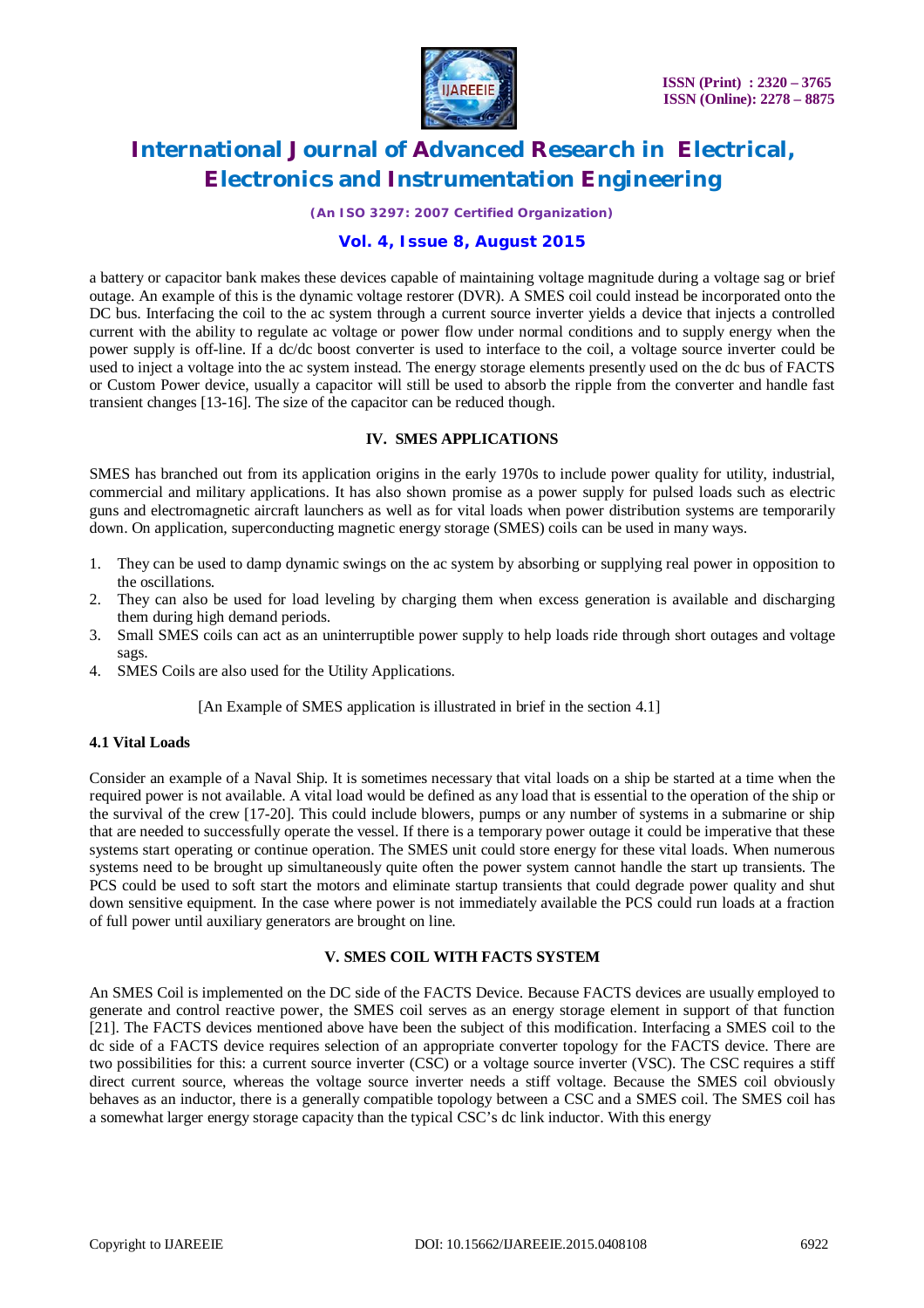a battery or capacitor bank makes these devices capable of maintaining voltage magnitude during a voltage sag or brief outage. An example of this is the dynamic voltage restorer (DVR). A SMES coil could instead be incorporated onto the DC bus. Interfacing the coil to the ac system through a current source inverter yields a device that injects a controlled current with the ability to regulate ac voltage or power flow under normal conditions and to supply energy when the power supply is off-line. If a dc/dc boost converter is used to interface to the coil, a voltage source inverter could be used to inject a voltage into the ac system instead. The energy storage elements presently used on the dc bus of FACTS or Custom Power device, usually a capacitor will still be used to absorb the ripple from the converter and handle fast transient changes [13-16]. The size of the capacitor can be reduced though.

## IV. SMES APPLICATIONS

SMES has branched out from its application origins in the early 1970s to include power quality for utility, industrial, commercial and military applications. It has also shown promise as a power supply for pulsed loads such as electric guns and electromagnetic aircraft launchers as well as for vital loads when power distribution systems are temporarily down. On application, superconducting magnetic energy storage (SMES) coils can be used in many ways.

1. They can be used to damp dynamic swings on the ac system by absorbing or supplying real power in opposition to the oscillations.
2. They can also be used for load leveling by charging them when excess generation is available and discharging them during high demand periods.
3. Small SMES coils can act as an uninterruptible power supply to help loads ride through short outages and voltage sags.
4. SMES Coils are also used for the Utility Applications.

[An Example of SMES application is illustrated in brief in the section 4.1]

### 4.1 Vital Loads

Consider an example of a Naval Ship. It is sometimes necessary that vital loads on a ship be started at a time when the required power is not available. A vital load would be defined as any load that is essential to the operation of the ship or the survival of the crew [17-20]. This could include blowers, pumps or any number of systems in a submarine or ship that are needed to successfully operate the vessel. If there is a temporary power outage it could be imperative that these systems start operating or continue operation. The SMES unit could store energy for these vital loads. When numerous systems need to be brought up simultaneously quite often the power system cannot handle the start up transients. The PCS could be used to soft start the motors and eliminate startup transients that could degrade power quality and shut down sensitive equipment. In the case where power is not immediately available the PCS could run loads at a fraction of full power until auxiliary generators are brought on line.

## V. SMES COIL WITH FACTS SYSTEM

An SMES Coil is implemented on the DC side of the FACTS Device. Because FACTS devices are usually employed to generate and control reactive power, the SMES coil serves as an energy storage element in support of that function [21]. The FACTS devices mentioned above have been the subject of this modification. Interfacing a SMES coil to the dc side of a FACTS device requires selection of an appropriate converter topology for the FACTS device. There are two possibilities for this: a current source inverter (CSC) or a voltage source inverter (VSC). The CSC requires a stiff direct current source, whereas the voltage source inverter needs a stiff voltage. Because the SMES coil obviously behaves as an inductor, there is a generally compatible topology between a CSC and a SMES coil. The SMES coil has a somewhat larger energy storage capacity than the typical CSC's dc link inductor. With this energy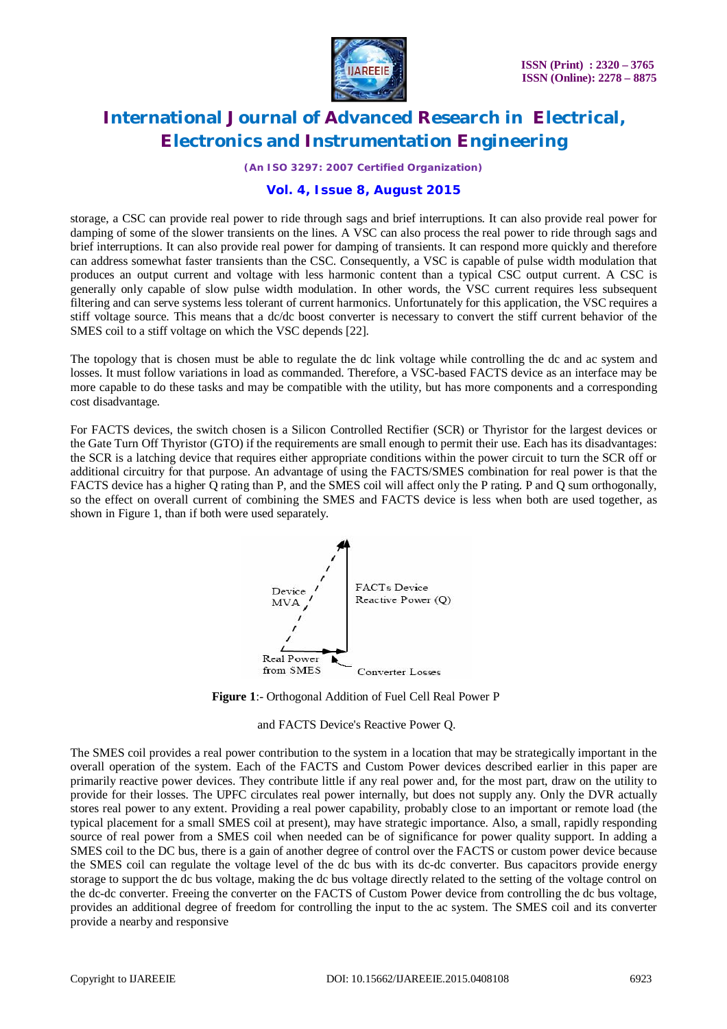storage, a CSC can provide real power to ride through sags and brief interruptions. It can also provide real power for damping of some of the slower transients on the lines. A VSC can also process the real power to ride through sags and brief interruptions. It can also provide real power for damping of transients. It can respond more quickly and therefore can address somewhat faster transients than the CSC. Consequently, a VSC is capable of pulse width modulation that produces an output current and voltage with less harmonic content than a typical CSC output current. A CSC is generally only capable of slow pulse width modulation. In other words, the VSC current requires less subsequent filtering and can serve systems less tolerant of current harmonics. Unfortunately for this application, the VSC requires a stiff voltage source. This means that a dc/dc boost converter is necessary to convert the stiff current behavior of the SMES coil to a stiff voltage on which the VSC depends [22].

The topology that is chosen must be able to regulate the dc link voltage while controlling the dc and ac system and losses. It must follow variations in load as commanded. Therefore, a VSC-based FACTS device as an interface may be more capable to do these tasks and may be compatible with the utility, but has more components and a corresponding cost disadvantage.

For FACTS devices, the switch chosen is a Silicon Controlled Rectifier (SCR) or Thyristor for the largest devices or the Gate Turn Off Thyristor (GTO) if the requirements are small enough to permit their use. Each has its disadvantages: the SCR is a latching device that requires either appropriate conditions within the power circuit to turn the SCR off or additional circuitry for that purpose. An advantage of using the FACTS/SMES combination for real power is that the FACTS device has a higher Q rating than P, and the SMES coil will affect only the P rating. P and Q sum orthogonally, so the effect on overall current of combining the SMES and FACTS device is less when both are used together, as shown in Figure 1, than if both were used separately.

Device MVA

FACTs Device Reactive Power (Q)

Real Power from SMES

Converter Losses

**Figure 1**:- Orthogonal Addition of Fuel Cell Real Power P

and FACTS Device's Reactive Power Q.

The SMES coil provides a real power contribution to the system in a location that may be strategically important in the overall operation of the system. Each of the FACTS and Custom Power devices described earlier in this paper are primarily reactive power devices. They contribute little if any real power and, for the most part, draw on the utility to provide for their losses. The UPFC circulates real power internally, but does not supply any. Only the DVR actually stores real power to any extent. Providing a real power capability, probably close to an important or remote load (the typical placement for a small SMES coil at present), may have strategic importance. Also, a small, rapidly responding source of real power from a SMES coil when needed can be of significance for power quality support. In adding a SMES coil to the DC bus, there is a gain of another degree of control over the FACTS or custom power device because the SMES coil can regulate the voltage level of the dc bus with its dc-dc converter. Bus capacitors provide energy storage to support the dc bus voltage, making the dc bus voltage directly related to the setting of the voltage control on the dc-dc converter. Freeing the converter on the FACTS of Custom Power device from controlling the dc bus voltage, provides an additional degree of freedom for controlling the input to the ac system. The SMES coil and its converter provide a nearby and responsive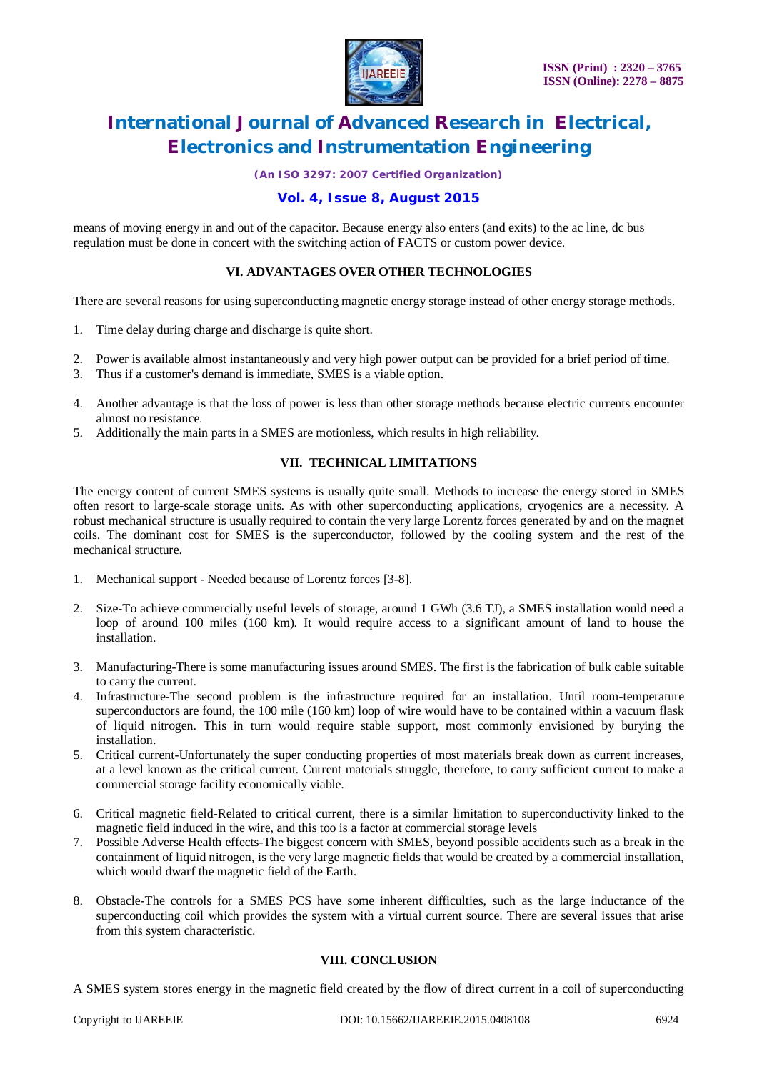means of moving energy in and out of the capacitor. Because energy also enters (and exits) to the ac line, dc bus regulation must be done in concert with the switching action of FACTS or custom power device.

## VI. ADVANTAGES OVER OTHER TECHNOLOGIES

There are several reasons for using superconducting magnetic energy storage instead of other energy storage methods.

1. Time delay during charge and discharge is quite short.
2. Power is available almost instantaneously and very high power output can be provided for a brief period of time.
3. Thus if a customer's demand is immediate, SMES is a viable option.
4. Another advantage is that the loss of power is less than other storage methods because electric currents encounter almost no resistance.
5. Additionally the main parts in a SMES are motionless, which results in high reliability.

## VII. TECHNICAL LIMITATIONS

The energy content of current SMES systems is usually quite small. Methods to increase the energy stored in SMES often resort to large-scale storage units. As with other superconducting applications, cryogenics are a necessity. A robust mechanical structure is usually required to contain the very large Lorentz forces generated by and on the magnet coils. The dominant cost for SMES is the superconductor, followed by the cooling system and the rest of the mechanical structure.

1. Mechanical support - Needed because of Lorentz forces [3-8].
2. Size-To achieve commercially useful levels of storage, around 1 GWh (3.6 TJ), a SMES installation would need a loop of around 100 miles (160 km). It would require access to a significant amount of land to house the installation.
3. Manufacturing-There is some manufacturing issues around SMES. The first is the fabrication of bulk cable suitable to carry the current.
4. Infrastructure-The second problem is the infrastructure required for an installation. Until room-temperature superconductors are found, the 100 mile (160 km) loop of wire would have to be contained within a vacuum flask of liquid nitrogen. This in turn would require stable support, most commonly envisioned by burying the installation.
5. Critical current-Unfortunately the super conducting properties of most materials break down as current increases, at a level known as the critical current. Current materials struggle, therefore, to carry sufficient current to make a commercial storage facility economically viable.
6. Critical magnetic field-Related to critical current, there is a similar limitation to superconductivity linked to the magnetic field induced in the wire, and this too is a factor at commercial storage levels
7. Possible Adverse Health effects-The biggest concern with SMES, beyond possible accidents such as a break in the containment of liquid nitrogen, is the very large magnetic fields that would be created by a commercial installation, which would dwarf the magnetic field of the Earth.
8. Obstacle-The controls for a SMES PCS have some inherent difficulties, such as the large inductance of the superconducting coil which provides the system with a virtual current source. There are several issues that arise from this system characteristic.

## VIII. CONCLUSION

A SMES system stores energy in the magnetic field created by the flow of direct current in a coil of superconducting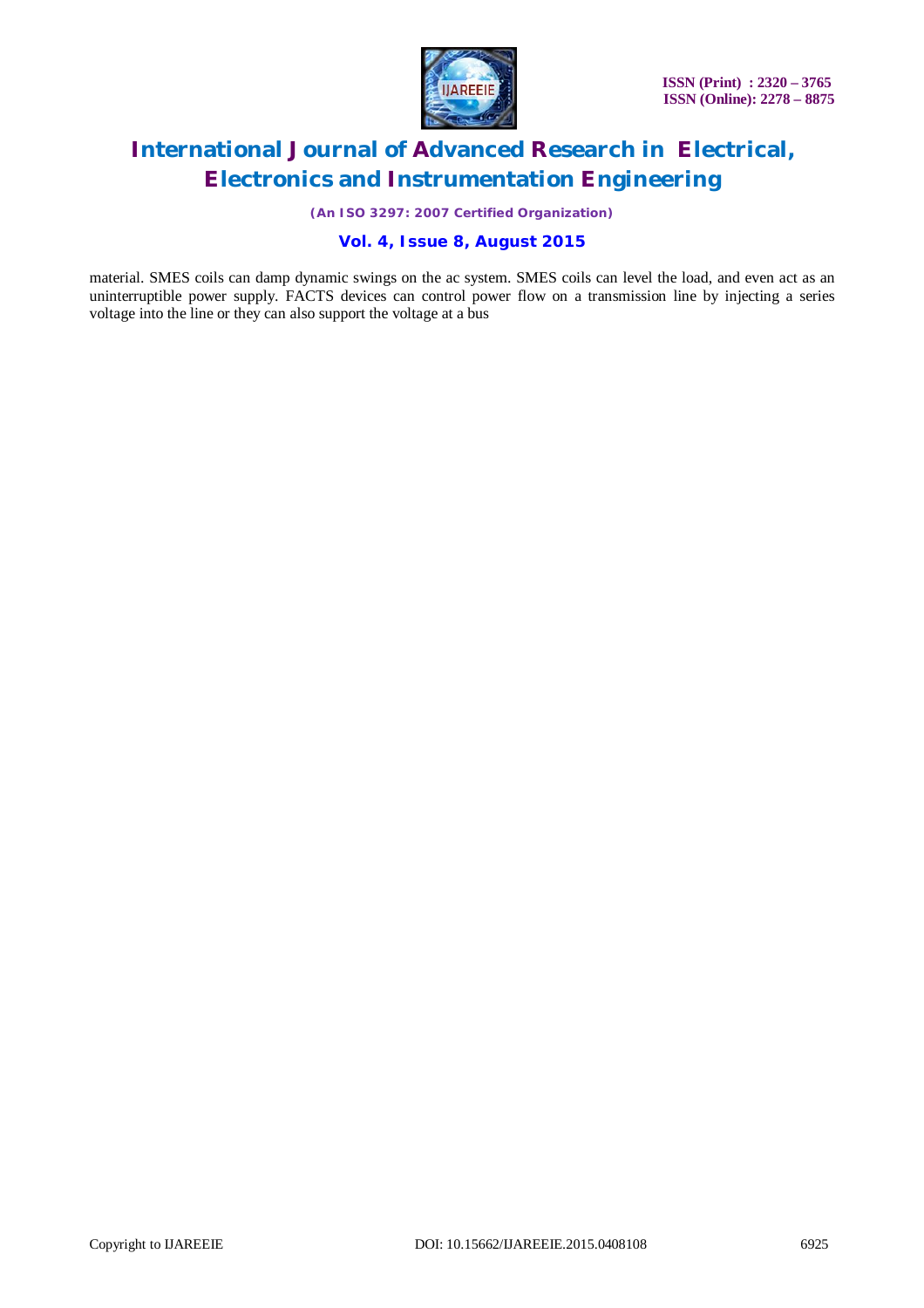material. SMES coils can damp dynamic swings on the ac system. SMES coils can level the load, and even act as an uninterruptible power supply. FACTS devices can control power flow on a transmission line by injecting a series voltage into the line or they can also support the voltage at a bus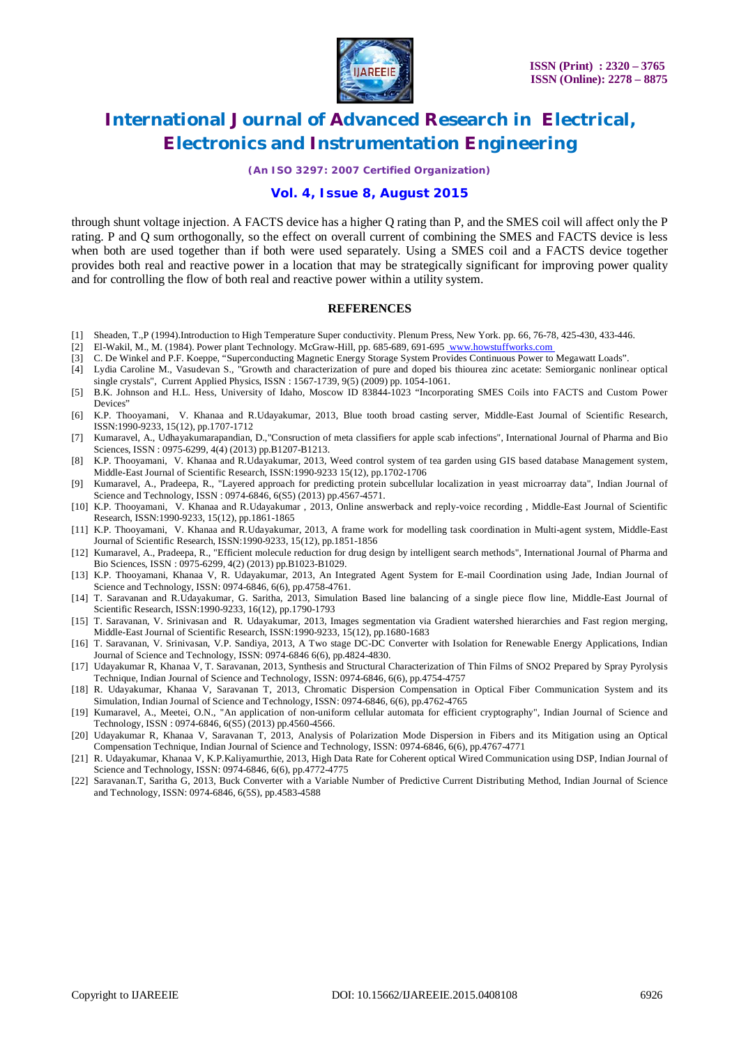through shunt voltage injection. A FACTS device has a higher Q rating than P, and the SMES coil will affect only the P rating. P and Q sum orthogonally, so the effect on overall current of combining the SMES and FACTS device is less when both are used together than if both were used separately. Using a SMES coil and a FACTS device together provides both real and reactive power in a location that may be strategically significant for improving power quality and for controlling the flow of both real and reactive power within a utility system.

## REFERENCES

[1] Sheaden, T.,P (1994).Introduction to High Temperature Super conductivity. Plenum Press, New York. pp. 66, 76-78, 425-430, 433-446.

[2] El-Wakil, M., M. (1984). Power plant Technology. McGraw-Hill, pp. 685-689, 691-695 www.howstuffworks.com

[3] C. De Winkel and P.F. Koeppe, "Superconducting Magnetic Energy Storage System Provides Continuous Power to Megawatt Loads".

[4] Lydia Caroline M., Vasudevan S., "Growth and characterization of pure and doped bis thiourea zinc acetate: Semiorganic nonlinear optical single crystals", Current Applied Physics, ISSN : 1567-1739, 9(5) (2009) pp. 1054-1061.

[5] B.K. Johnson and H.L. Hess, University of Idaho, Moscow ID 83844-1023 "Incorporating SMES Coils into FACTS and Custom Power Devices"

[6] K.P. Thooyamani, V. Khanaa and R.Udayakumar, 2013, Blue tooth broad casting server, Middle-East Journal of Scientific Research, ISSN:1990-9233, 15(12), pp.1707-1712

[7] Kumaravel, A., Udhayakumarapandian, D.,"Consruction of meta classifiers for apple scab infections", International Journal of Pharma and Bio Sciences, ISSN : 0975-6299, 4(4) (2013) pp.B1207-B1213.

[8] K.P. Thooyamani, V. Khanaa and R.Udayakumar, 2013, Weed control system of tea garden using GIS based database Management system, Middle-East Journal of Scientific Research, ISSN:1990-9233 15(12), pp.1702-1706

[9] Kumaravel, A., Pradeepa, R., "Layered approach for predicting protein subcellular localization in yeast microarray data", Indian Journal of Science and Technology, ISSN : 0974-6846, 6(S5) (2013) pp.4567-4571.

[10] K.P. Thooyamani, V. Khanaa and R.Udayakumar , 2013, Online answerback and reply-voice recording , Middle-East Journal of Scientific Research, ISSN:1990-9233, 15(12), pp.1861-1865

[11] K.P. Thooyamani, V. Khanaa and R.Udayakumar, 2013, A frame work for modelling task coordination in Multi-agent system, Middle-East Journal of Scientific Research, ISSN:1990-9233, 15(12), pp.1851-1856

[12] Kumaravel, A., Pradeepa, R., "Efficient molecule reduction for drug design by intelligent search methods", International Journal of Pharma and Bio Sciences, ISSN : 0975-6299, 4(2) (2013) pp.B1023-B1029.

[13] K.P. Thooyamani, Khanaa V, R. Udayakumar, 2013, An Integrated Agent System for E-mail Coordination using Jade, Indian Journal of Science and Technology, ISSN: 0974-6846, 6(6), pp.4758-4761.

[14] T. Saravanan and R.Udayakumar, G. Saritha, 2013, Simulation Based line balancing of a single piece flow line, Middle-East Journal of Scientific Research, ISSN:1990-9233, 16(12), pp.1790-1793

[15] T. Saravanan, V. Srinivasan and R. Udayakumar, 2013, Images segmentation via Gradient watershed hierarchies and Fast region merging, Middle-East Journal of Scientific Research, ISSN:1990-9233, 15(12), pp.1680-1683

[16] T. Saravanan, V. Srinivasan, V.P. Sandiya, 2013, A Two stage DC-DC Converter with Isolation for Renewable Energy Applications, Indian Journal of Science and Technology, ISSN: 0974-6846 6(6), pp.4824-4830.

[17] Udayakumar R, Khanaa V, T. Saravanan, 2013, Synthesis and Structural Characterization of Thin Films of SNO2 Prepared by Spray Pyrolysis Technique, Indian Journal of Science and Technology, ISSN: 0974-6846, 6(6), pp.4754-4757

[18] R. Udayakumar, Khanaa V, Saravanan T, 2013, Chromatic Dispersion Compensation in Optical Fiber Communication System and its Simulation, Indian Journal of Science and Technology, ISSN: 0974-6846, 6(6), pp.4762-4765

[19] Kumaravel, A., Meetei, O.N., "An application of non-uniform cellular automata for efficient cryptography", Indian Journal of Science and Technology, ISSN : 0974-6846, 6(S5) (2013) pp.4560-4566.

[20] Udayakumar R, Khanaa V, Saravanan T, 2013, Analysis of Polarization Mode Dispersion in Fibers and its Mitigation using an Optical Compensation Technique, Indian Journal of Science and Technology, ISSN: 0974-6846, 6(6), pp.4767-4771

[21] R. Udayakumar, Khanaa V, K.P.Kaliyamurthie, 2013, High Data Rate for Coherent optical Wired Communication using DSP, Indian Journal of Science and Technology, ISSN: 0974-6846, 6(6), pp.4772-4775

[22] Saravanan.T, Saritha G, 2013, Buck Converter with a Variable Number of Predictive Current Distributing Method, Indian Journal of Science and Technology, ISSN: 0974-6846, 6(5S), pp.4583-4588